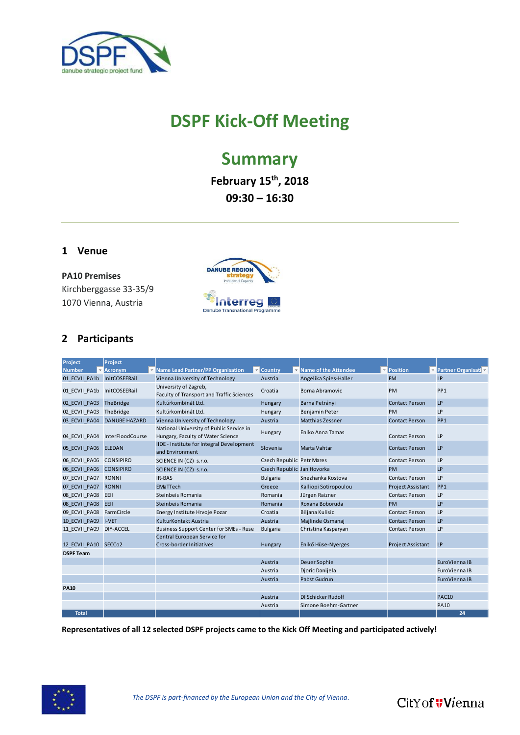# DSPF Kick-Off Meeting

## Summary

**February 15th, 2018**
**09:30 – 16:30**

## 1 Venue

**PA10 Premises**
Kirchberggasse 33-35/9
1070 Vienna, Austria

## 2 Participants

| Project Number | Project Acronym | Name Lead Partner/PP Organisation | Country | Name of the Attendee | Position | Partner Organisati |
|---|---|---|---|---|---|---|
| 01_ECVII_PA1b | InitCOSEERail | Vienna University of Technology | Austria | Angelika Spies-Haller | FM | LP |
| 01_ECVII_PA1b | InitCOSEERail | University of Zagreb, Faculty of Transport and Traffic Sciences | Croatia | Borna Abramovic | PM | PP1 |
| 02_ECVII_PA03 | TheBridge | Kultúrkombinát Ltd. | Hungary | Barna Petrányi | Contact Person | LP |
| 02_ECVII_PA03 | TheBridge | Kultúrkombinát Ltd. | Hungary | Benjamin Peter | PM | LP |
| 03_ECVII_PA04 | DANUBE HAZARD | Vienna University of Technology | Austria | Matthias Zessner | Contact Person | PP1 |
| 04_ECVII_PA04 | InterFloodCourse | National University of Public Service in Hungary, Faculty of Water Science | Hungary | Eniko Anna Tamas | Contact Person | LP |
| 05_ECVII_PA06 | ELEDAN | IIDE - Institute for Integral Development and Environment | Slovenia | Marta Vahtar | Contact Person | LP |
| 06_ECVII_PA06 | CONSIPIRO | SCIENCE IN (CZ) s.r.o. | Czech Republic | Petr Mares | Contact Person | LP |
| 06_ECVII_PA06 | CONSIPIRO | SCIENCE IN (CZ) s.r.o. | Czech Republic | Jan Hovorka | PM | LP |
| 07_ECVII_PA07 | RONNI | IR-BAS | Bulgaria | Snezhanka Kostova | Contact Person | LP |
| 07_ECVII_PA07 | RONNI | EMaTTech | Greece | Kalliopi Sotiropoulou | Project Assistant | PP1 |
| 08_ECVII_PA08 | EEII | Steinbeis Romania | Romania | Jürgen Raizner | Contact Person | LP |
| 08_ECVII_PA08 | EEII | Steinbeis Romania | Romania | Roxana Boboruda | PM | LP |
| 09_ECVII_PA08 | FarmCircle | Energy Institute Hrvoje Pozar | Croatia | Biljana Kulisic | Contact Person | LP |
| 10_ECVII_PA09 | I-VET | KulturKontakt Austria | Austria | Majlinde Osmanaj | Contact Person | LP |
| 11_ECVII_PA09 | DIY-ACCEL | Business Support Center for SMEs - Ruse | Bulgaria | Christina Kasparyan | Contact Person | LP |
| 12_ECVII_PA10 | SECCo2 | Central European Service for Cross-border Initiatives | Hungary | Enikő Hüse-Nyerges | Project Assistant | LP |
| **DSPF Team** | | | | | | |
| | | | Austria | Deuer Sophie | | EuroVienna IB |
| | | | Austria | Djoric Danijela | | EuroVienna IB |
| | | | Austria | Pabst Gudrun | | EuroVienna IB |
| **PA10** | | | | | | |
| | | | Austria | DI Schicker Rudolf | | PAC10 |
| | | | Austria | Simone Boehm-Gartner | | PA10 |
| **Total** | | | | | | 24 |

**Representatives of all 12 selected DSPF projects came to the Kick Off Meeting and participated actively!**

*The DSPF is part-financed by the European Union and the City of Vienna.*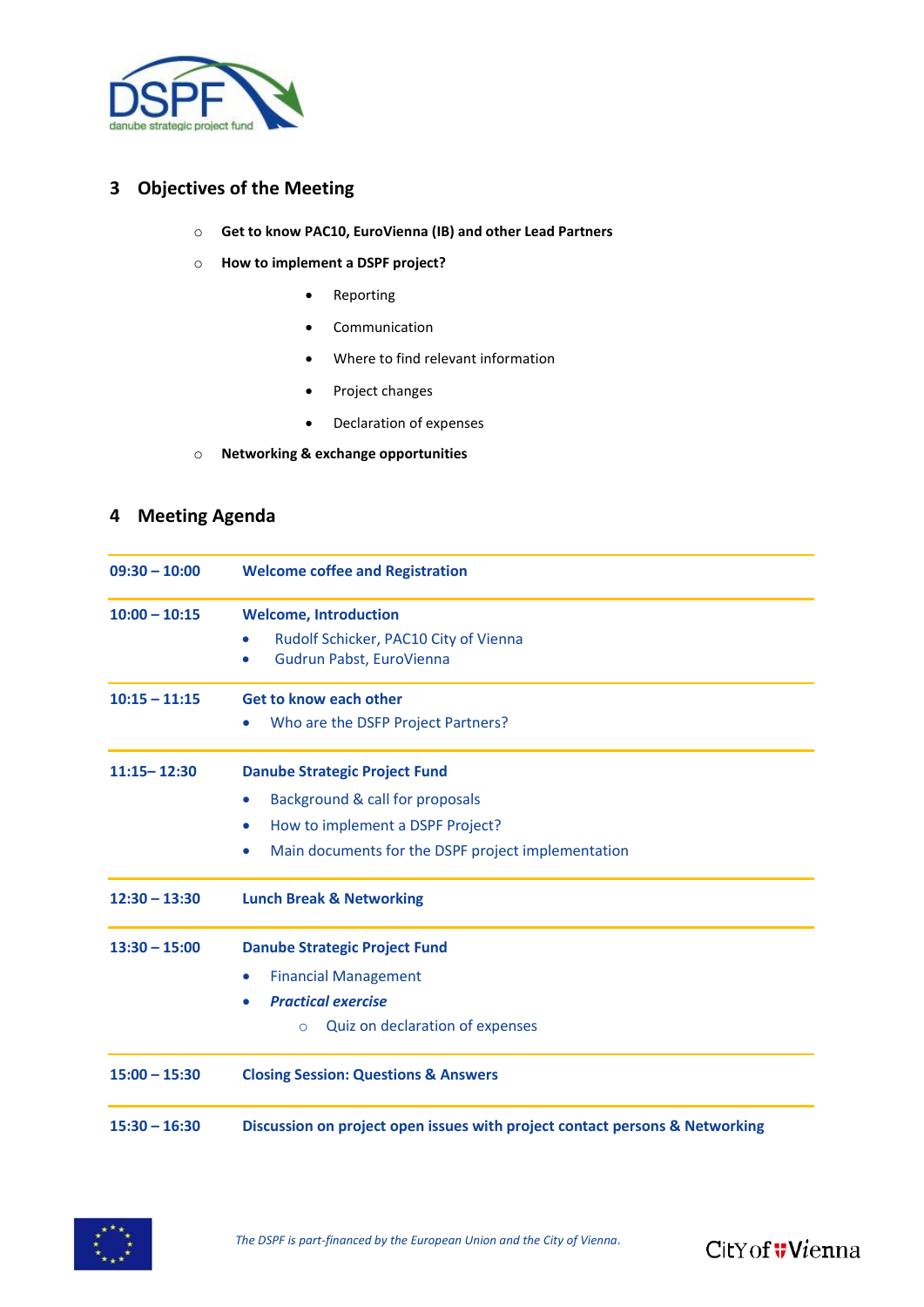## 3 Objectives of the Meeting

- **Get to know PAC10, EuroVienna (IB) and other Lead Partners**
- **How to implement a DSPF project?**
  - Reporting
  - Communication
  - Where to find relevant information
  - Project changes
  - Declaration of expenses
- **Networking & exchange opportunities**

## 4 Meeting Agenda

| Time | Session |
|---|---|
| **09:30 – 10:00** | **Welcome coffee and Registration** |
| **10:00 – 10:15** | **Welcome, Introduction**<br>• Rudolf Schicker, PAC10 City of Vienna<br>• Gudrun Pabst, EuroVienna |
| **10:15 – 11:15** | **Get to know each other**<br>• Who are the DSFP Project Partners? |
| **11:15– 12:30** | **Danube Strategic Project Fund**<br>• Background & call for proposals<br>• How to implement a DSPF Project?<br>• Main documents for the DSPF project implementation |
| **12:30 – 13:30** | **Lunch Break & Networking** |
| **13:30 – 15:00** | **Danube Strategic Project Fund**<br>• Financial Management<br>• ***Practical exercise***<br>&nbsp;&nbsp;&nbsp;&nbsp;○ Quiz on declaration of expenses |
| **15:00 – 15:30** | **Closing Session: Questions & Answers** |
| **15:30 – 16:30** | **Discussion on project open issues with project contact persons & Networking** |

*The DSPF is part-financed by the European Union and the City of Vienna.*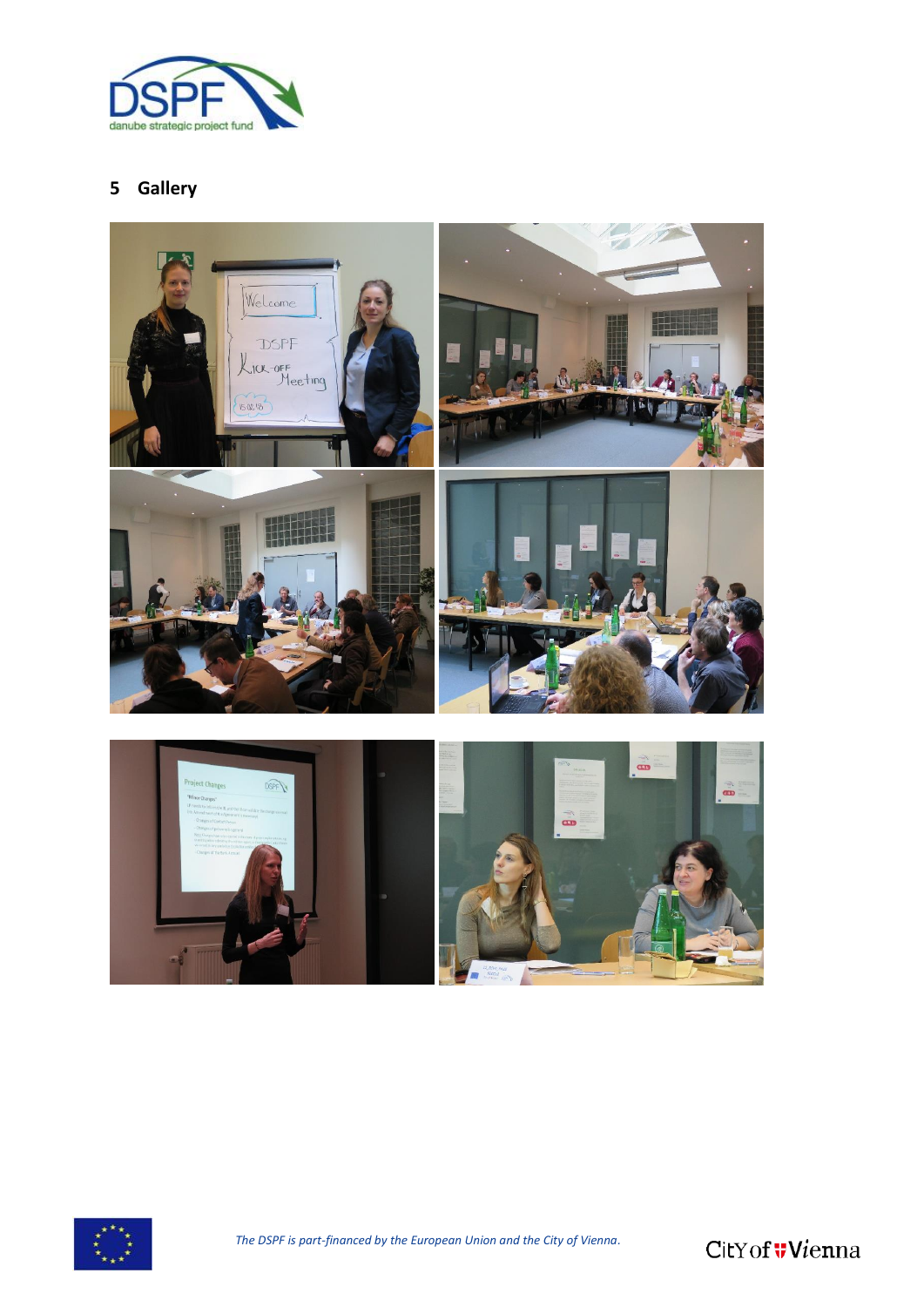## 5 Gallery